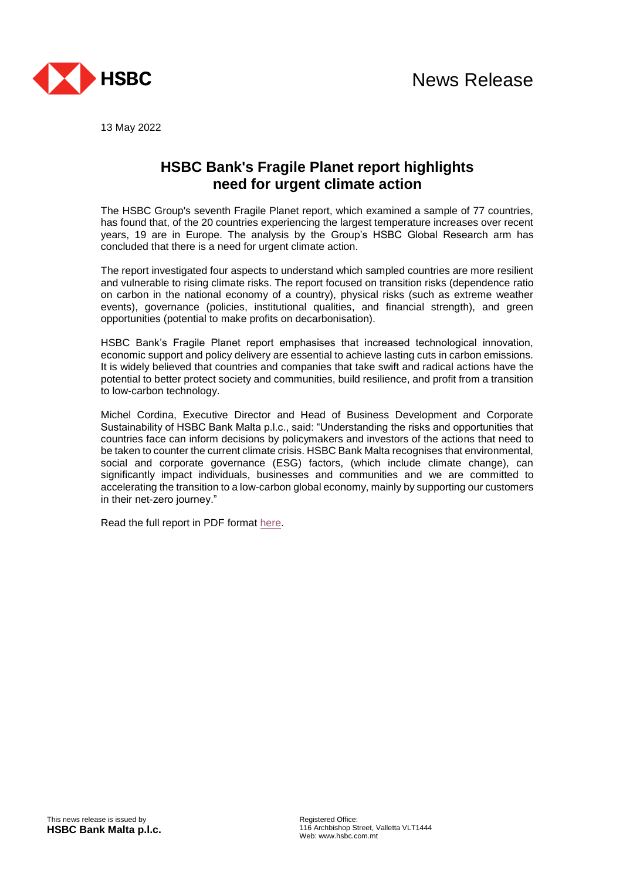HSBC

News Release

13 May 2022

# HSBC Bank's Fragile Planet report highlights need for urgent climate action

The HSBC Group's seventh Fragile Planet report, which examined a sample of 77 countries, has found that, of the 20 countries experiencing the largest temperature increases over recent years, 19 are in Europe. The analysis by the Group's HSBC Global Research arm has concluded that there is a need for urgent climate action.

The report investigated four aspects to understand which sampled countries are more resilient and vulnerable to rising climate risks. The report focused on transition risks (dependence ratio on carbon in the national economy of a country), physical risks (such as extreme weather events), governance (policies, institutional qualities, and financial strength), and green opportunities (potential to make profits on decarbonisation).

HSBC Bank's Fragile Planet report emphasises that increased technological innovation, economic support and policy delivery are essential to achieve lasting cuts in carbon emissions. It is widely believed that countries and companies that take swift and radical actions have the potential to better protect society and communities, build resilience, and profit from a transition to low-carbon technology.

Michel Cordina, Executive Director and Head of Business Development and Corporate Sustainability of HSBC Bank Malta p.l.c., said: "Understanding the risks and opportunities that countries face can inform decisions by policymakers and investors of the actions that need to be taken to counter the current climate crisis. HSBC Bank Malta recognises that environmental, social and corporate governance (ESG) factors, (which include climate change), can significantly impact individuals, businesses and communities and we are committed to accelerating the transition to a low-carbon global economy, mainly by supporting our customers in their net-zero journey."

Read the full report in PDF format here.

This news release is issued by
**HSBC Bank Malta p.l.c.**

Registered Office:
116 Archbishop Street, Valletta VLT1444
Web: www.hsbc.com.mt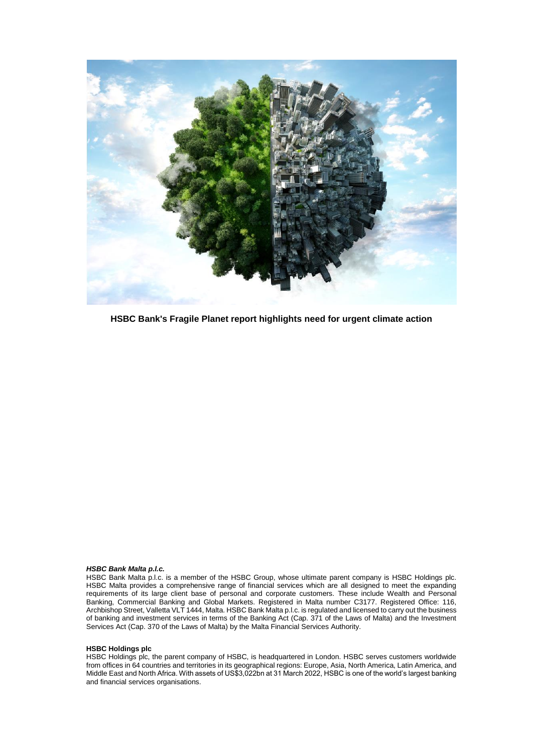**HSBC Bank's Fragile Planet report highlights need for urgent climate action**

***HSBC Bank Malta p.l.c.***

HSBC Bank Malta p.l.c. is a member of the HSBC Group, whose ultimate parent company is HSBC Holdings plc. HSBC Malta provides a comprehensive range of financial services which are all designed to meet the expanding requirements of its large client base of personal and corporate customers. These include Wealth and Personal Banking, Commercial Banking and Global Markets. Registered in Malta number C3177. Registered Office: 116, Archbishop Street, Valletta VLT 1444, Malta. HSBC Bank Malta p.l.c. is regulated and licensed to carry out the business of banking and investment services in terms of the Banking Act (Cap. 371 of the Laws of Malta) and the Investment Services Act (Cap. 370 of the Laws of Malta) by the Malta Financial Services Authority.

**HSBC Holdings plc**

HSBC Holdings plc, the parent company of HSBC, is headquartered in London. HSBC serves customers worldwide from offices in 64 countries and territories in its geographical regions: Europe, Asia, North America, Latin America, and Middle East and North Africa. With assets of US$3,022bn at 31 March 2022, HSBC is one of the world's largest banking and financial services organisations.